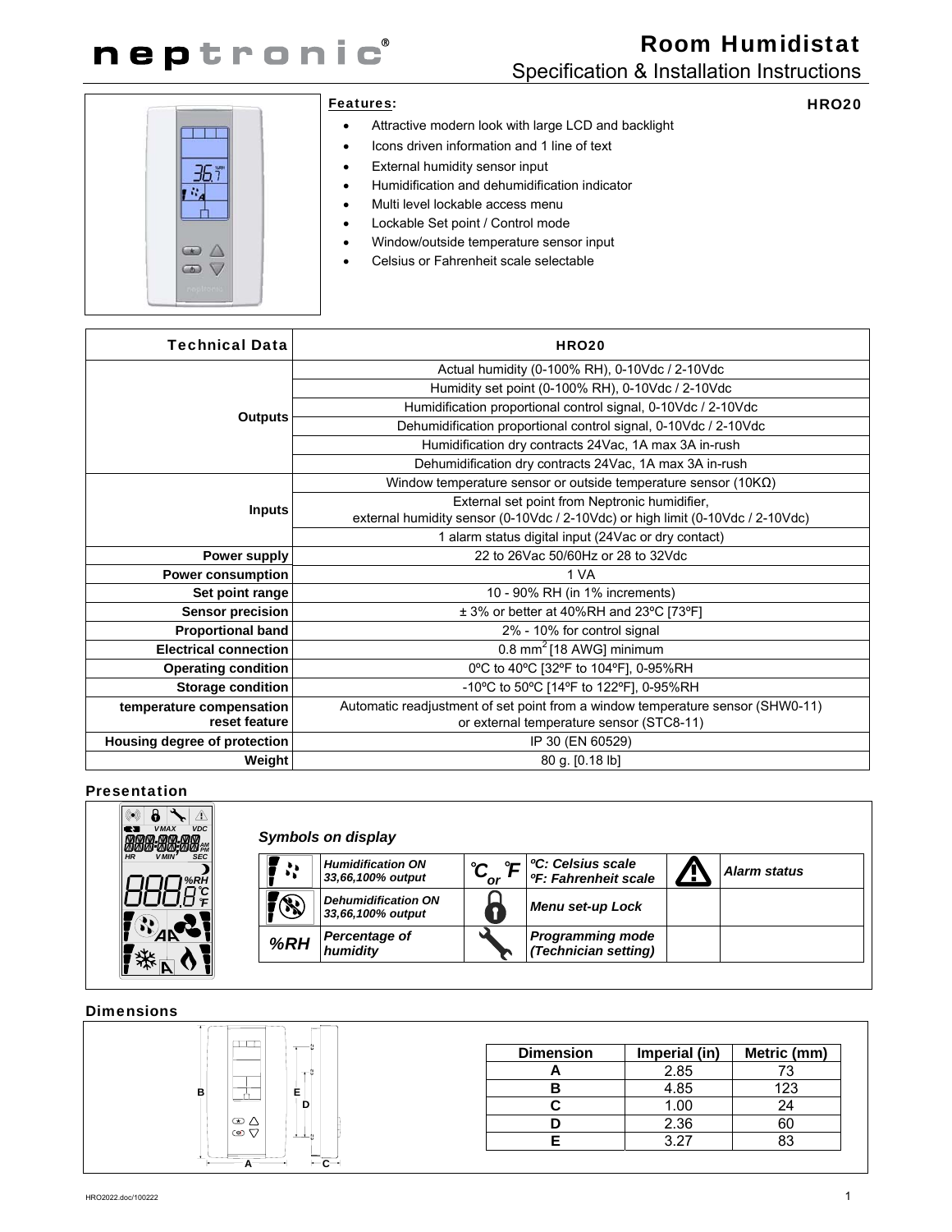# Room Humidistat

## Specification & Installation Instructions

**HRO20**

### Features:

- Attractive modern look with large LCD and backlight
- Icons driven information and 1 line of text
- External humidity sensor input
- Humidification and dehumidification indicator
- Multi level lockable access menu
- Lockable Set point / Control mode
- Window/outside temperature sensor input
- Celsius or Fahrenheit scale selectable

| Technical Data | HRO20 |
|---|---|
| Outputs | Actual humidity (0-100% RH), 0-10Vdc / 2-10Vdc |
| | Humidity set point (0-100% RH), 0-10Vdc / 2-10Vdc |
| | Humidification proportional control signal, 0-10Vdc / 2-10Vdc |
| | Dehumidification proportional control signal, 0-10Vdc / 2-10Vdc |
| | Humidification dry contracts 24Vac, 1A max 3A in-rush |
| | Dehumidification dry contracts 24Vac, 1A max 3A in-rush |
| Inputs | Window temperature sensor or outside temperature sensor (10KΩ) |
| | External set point from Neptronic humidifier, external humidity sensor (0-10Vdc / 2-10Vdc) or high limit (0-10Vdc / 2-10Vdc) |
| | 1 alarm status digital input (24Vac or dry contact) |
| Power supply | 22 to 26Vac 50/60Hz or 28 to 32Vdc |
| Power consumption | 1 VA |
| Set point range | 10 - 90% RH (in 1% increments) |
| Sensor precision | ± 3% or better at 40%RH and 23ºC [73ºF] |
| Proportional band | 2% - 10% for control signal |
| Electrical connection | 0.8 $mm^2$ [18 AWG] minimum |
| Operating condition | 0ºC to 40ºC [32ºF to 104ºF], 0-95%RH |
| Storage condition | -10ºC to 50ºC [14ºF to 122ºF], 0-95%RH |
| temperature compensation reset feature | Automatic readjustment of set point from a window temperature sensor (SHW0-11) or external temperature sensor (STC8-11) |
| Housing degree of protection | IP 30 (EN 60529) |
| Weight | 80 g. [0.18 lb] |

### Presentation

*Symbols on display*

| Symbol | Description | Symbol | Description | Symbol | Description |
|---|---|---|---|---|---|
| | *Humidification ON 33,66,100% output* | ℃ or ℉ | *ºC: Celsius scale ºF: Fahrenheit scale* | | *Alarm status* |
| | *Dehumidification ON 33,66,100% output* | | *Menu set-up Lock* | | |
| *%RH* | *Percentage of humidity* | | *Programming mode (Technician setting)* | | |

### Dimensions

| Dimension | Imperial (in) | Metric (mm) |
|---|---|---|
| A | 2.85 | 73 |
| B | 4.85 | 123 |
| C | 1.00 | 24 |
| D | 2.36 | 60 |
| E | 3.27 | 83 |

HRO2022.doc/100222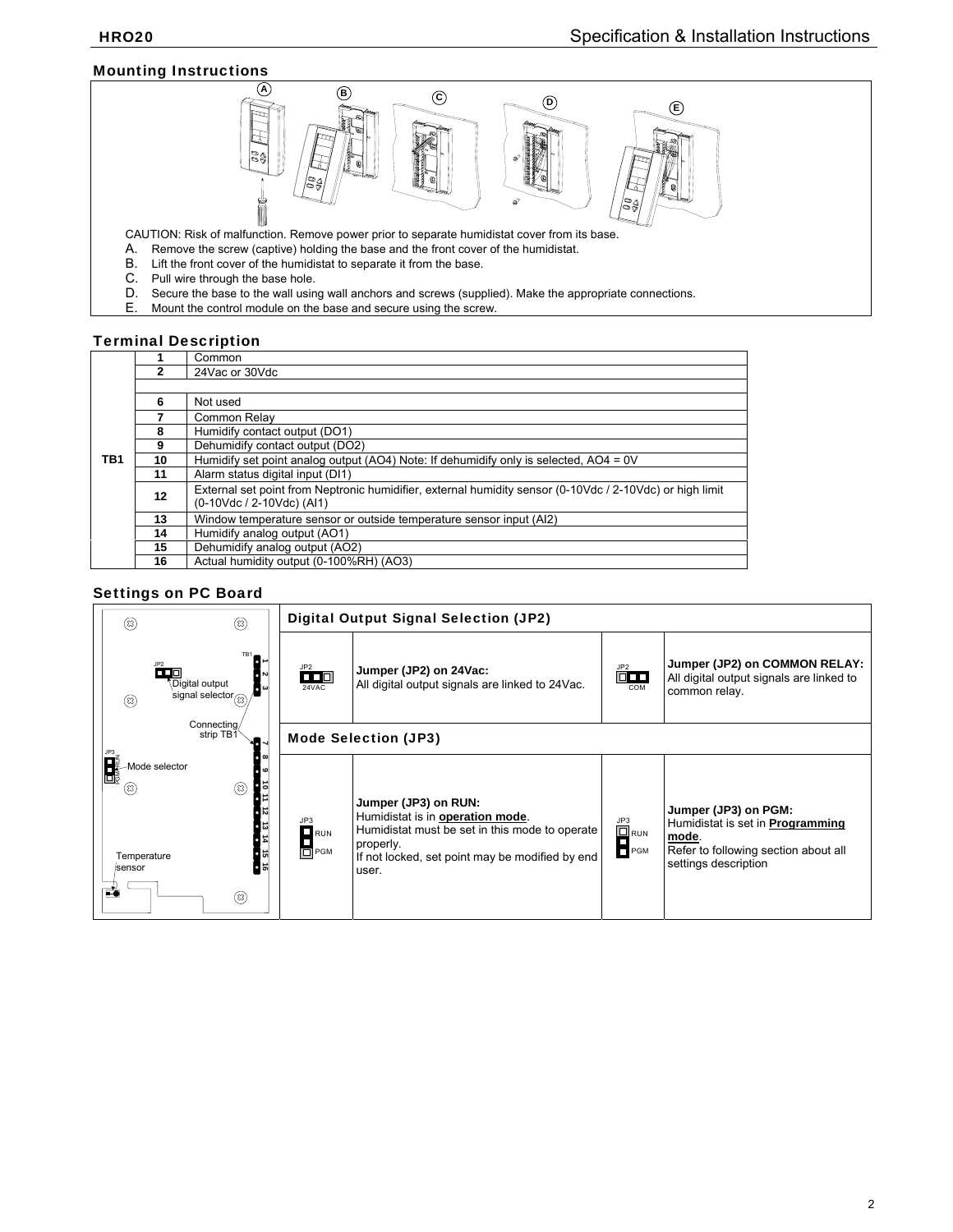## Mounting Instructions

CAUTION: Risk of malfunction. Remove power prior to separate humidistat cover from its base.

A. Remove the screw (captive) holding the base and the front cover of the humidistat.
B. Lift the front cover of the humidistat to separate it from the base.
C. Pull wire through the base hole.
D. Secure the base to the wall using wall anchors and screws (supplied). Make the appropriate connections.
E. Mount the control module on the base and secure using the screw.

## Terminal Description

| | | |
|---|---|---|
| TB1 | 1 | Common |
| | 2 | 24Vac or 30Vdc |
| | | |
| | 6 | Not used |
| | 7 | Common Relay |
| | 8 | Humidify contact output (DO1) |
| | 9 | Dehumidify contact output (DO2) |
| | 10 | Humidify set point analog output (AO4) Note: If dehumidify only is selected, AO4 = 0V |
| | 11 | Alarm status digital input (DI1) |
| | 12 | External set point from Neptronic humidifier, external humidity sensor (0-10Vdc / 2-10Vdc) or high limit (0-10Vdc / 2-10Vdc) (AI1) |
| | 13 | Window temperature sensor or outside temperature sensor input (AI2) |
| | 14 | Humidify analog output (AO1) |
| | 15 | Dehumidify analog output (AO2) |
| | 16 | Actual humidity output (0-100%RH) (AO3) |

## Settings on PC Board

JP2 – Digital output signal selector; TB1 – Connecting strip TB1; JP3 – Mode selector; Temperature sensor

### Digital Output Signal Selection (JP2)

| JP2 | Description | JP2 | Description |
|---|---|---|---|
| 24VAC | **Jumper (JP2) on 24Vac:** All digital output signals are linked to 24Vac. | COM | **Jumper (JP2) on COMMON RELAY:** All digital output signals are linked to common relay. |

### Mode Selection (JP3)

| JP3 | Description | JP3 | Description |
|---|---|---|---|
| RUN / PGM | **Jumper (JP3) on RUN:** Humidistat is in **operation mode**. Humidistat must be set in this mode to operate properly. If not locked, set point may be modified by end user. | RUN / PGM | **Jumper (JP3) on PGM:** Humidistat is set in **Programming mode**. Refer to following section about all settings description |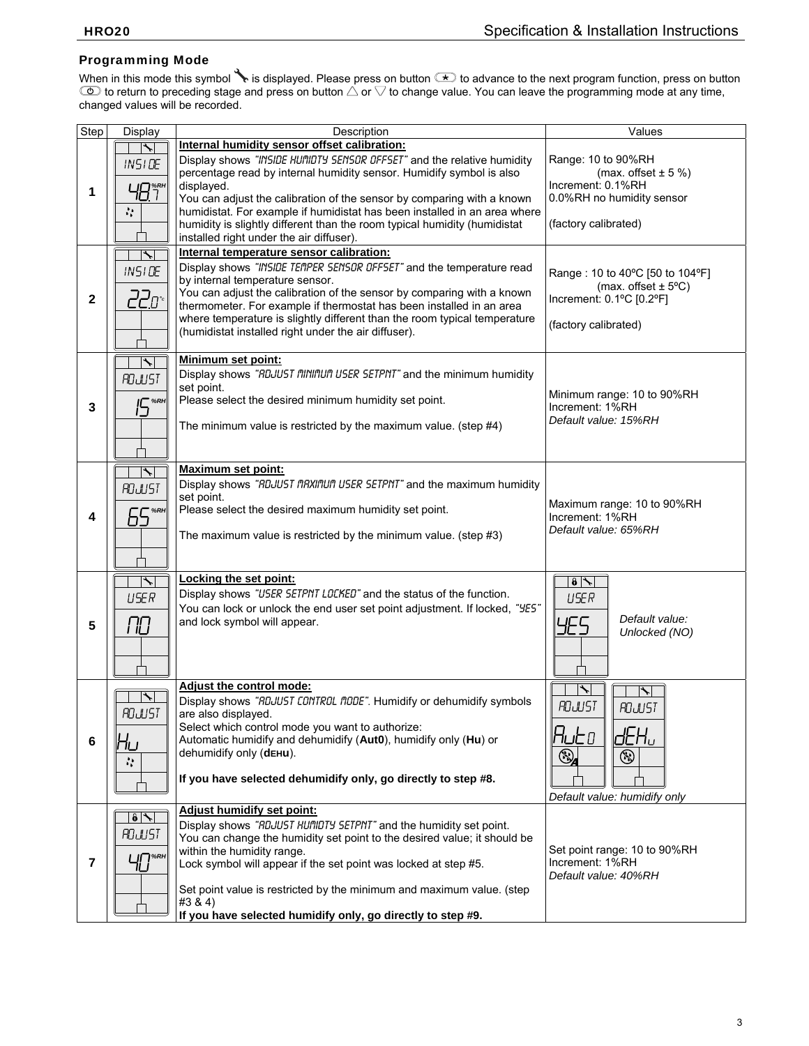## Programming Mode

When in this mode this symbol 🔧 is displayed. Please press on button (★) to advance to the next program function, press on button (⏻) to return to preceding stage and press on button △ or ▽ to change value. You can leave the programming mode at any time, changed values will be recorded.

| Step | Display | Description | Values |
|---|---|---|---|
| 1 | INSIDE 48.7 %RH | **Internal humidity sensor offset calibration:** Display shows *"INSIDE HUMIDTY SENSOR OFFSET"* and the relative humidity percentage read by internal humidity sensor. Humidify symbol is also displayed. You can adjust the calibration of the sensor by comparing with a known humidistat. For example if humidistat has been installed in an area where humidity is slightly different than the room typical humidity (humidistat installed right under the air diffuser). | Range: 10 to 90%RH (max. offset ± 5 %) Increment: 0.1%RH 0.0%RH no humidity sensor (factory calibrated) |
| 2 | INSIDE 22.0 °C | **Internal temperature sensor calibration:** Display shows *"INSIDE TEMPER SENSOR OFFSET"* and the temperature read by internal temperature sensor. You can adjust the calibration of the sensor by comparing with a known thermometer. For example if thermostat has been installed in an area where temperature is slightly different than the room typical temperature (humidistat installed right under the air diffuser). | Range : 10 to 40ºC [50 to 104ºF] (max. offset ± 5ºC) Increment: 0.1ºC [0.2ºF] (factory calibrated) |
| 3 | ADJUST 15 %RH | **Minimum set point:** Display shows *"ADJUST MINIMUM USER SETPNT"* and the minimum humidity set point. Please select the desired minimum humidity set point. The minimum value is restricted by the maximum value. (step #4) | Minimum range: 10 to 90%RH Increment: 1%RH *Default value: 15%RH* |
| 4 | ADJUST 65 %RH | **Maximum set point:** Display shows *"ADJUST MAXIMUM USER SETPNT"* and the maximum humidity set point. Please select the desired maximum humidity set point. The maximum value is restricted by the minimum value. (step #3) | Maximum range: 10 to 90%RH Increment: 1%RH *Default value: 65%RH* |
| 5 | USER NO | **Locking the set point:** Display shows *"USER SETPNT LOCKED"* and the status of the function. You can lock or unlock the end user set point adjustment. If locked, *"YES"* and lock symbol will appear. | USER YES *Default value: Unlocked (NO)* |
| 6 | ADJUST Hu | **Adjust the control mode:** Display shows *"ADJUST CONTROL MODE"*. Humidify or dehumidify symbols are also displayed. Select which control mode you want to authorize: Automatic humidify and dehumidify (**Aut0**), humidify only (**Hu**) or dehumidify only (**dEHu**). **If you have selected dehumidify only, go directly to step #8.** | ADJUST Aut0; ADJUST dEHu *Default value: humidify only* |
| 7 | ADJUST 40 %RH | **Adjust humidify set point:** Display shows *"ADJUST HUMIDTY SETPNT"* and the humidity set point. You can change the humidity set point to the desired value; it should be within the humidity range. Lock symbol will appear if the set point was locked at step #5. Set point value is restricted by the minimum and maximum value. (step #3 & 4) **If you have selected humidify only, go directly to step #9.** | Set point range: 10 to 90%RH Increment: 1%RH *Default value: 40%RH* |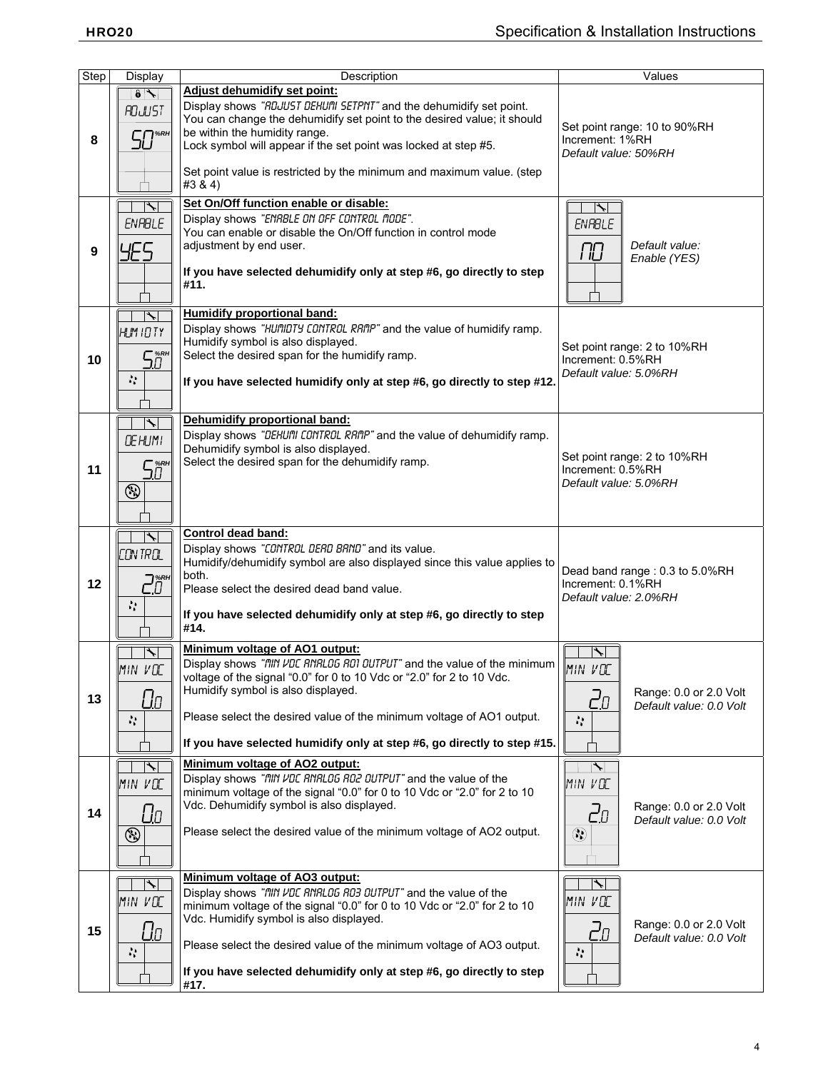| Step | Display | Description | Values |
|---|---|---|---|
| 8 | ADJUST 50 %RH | **Adjust dehumidify set point:**<br>Display shows *"ADJUST DEHUMI SETPNT"* and the dehumidify set point. You can change the dehumidify set point to the desired value; it should be within the humidity range.<br>Lock symbol will appear if the set point was locked at step #5.<br><br>Set point value is restricted by the minimum and maximum value. (step #3 & 4) | Set point range: 10 to 90%RH<br>Increment: 1%RH<br>*Default value: 50%RH* |
| 9 | ENABLE YES | **Set On/Off function enable or disable:**<br>Display shows *"ENABLE ON OFF CONTROL MODE"*.<br>You can enable or disable the On/Off function in control mode adjustment by end user.<br><br>**If you have selected dehumidify only at step #6, go directly to step #11.** | ENABLE NO<br>*Default value: Enable (YES)* |
| 10 | HUMIDTY 5.0 %RH | **Humidify proportional band:**<br>Display shows *"HUMIDTY CONTROL RAMP"* and the value of humidify ramp.<br>Humidify symbol is also displayed.<br>Select the desired span for the humidify ramp.<br><br>**If you have selected humidify only at step #6, go directly to step #12.** | Set point range: 2 to 10%RH<br>Increment: 0.5%RH<br>*Default value: 5.0%RH* |
| 11 | DEHUMI 5.0 %RH | **Dehumidify proportional band:**<br>Display shows *"DEHUMI CONTROL RAMP"* and the value of dehumidify ramp.<br>Dehumidify symbol is also displayed.<br>Select the desired span for the dehumidify ramp. | Set point range: 2 to 10%RH<br>Increment: 0.5%RH<br>*Default value: 5.0%RH* |
| 12 | CONTROL 2.0 %RH | **Control dead band:**<br>Display shows *"CONTROL DEAD BAND"* and its value.<br>Humidify/dehumidify symbol are also displayed since this value applies to both.<br>Please select the desired dead band value.<br><br>**If you have selected dehumidify only at step #6, go directly to step #14.** | Dead band range : 0.3 to 5.0%RH<br>Increment: 0.1%RH<br>*Default value: 2.0%RH* |
| 13 | MIN VDC 0.0 | **Minimum voltage of AO1 output:**<br>Display shows *"MIN VDC ANALOG AO1 OUTPUT"* and the value of the minimum voltage of the signal "0.0" for 0 to 10 Vdc or "2.0" for 2 to 10 Vdc.<br>Humidify symbol is also displayed.<br><br>Please select the desired value of the minimum voltage of AO1 output.<br><br>**If you have selected humidify only at step #6, go directly to step #15.** | MIN VDC 2.0<br>Range: 0.0 or 2.0 Volt<br>*Default value: 0.0 Volt* |
| 14 | MIN VDC 0.0 | **Minimum voltage of AO2 output:**<br>Display shows *"MIN VDC ANALOG AO2 OUTPUT"* and the value of the minimum voltage of the signal "0.0" for 0 to 10 Vdc or "2.0" for 2 to 10 Vdc. Dehumidify symbol is also displayed.<br><br>Please select the desired value of the minimum voltage of AO2 output. | MIN VDC 2.0<br>Range: 0.0 or 2.0 Volt<br>*Default value: 0.0 Volt* |
| 15 | MIN VDC 0.0 | **Minimum voltage of AO3 output:**<br>Display shows *"MIN VDC ANALOG AO3 OUTPUT"* and the value of the minimum voltage of the signal "0.0" for 0 to 10 Vdc or "2.0" for 2 to 10 Vdc. Humidify symbol is also displayed.<br><br>Please select the desired value of the minimum voltage of AO3 output.<br><br>**If you have selected dehumidify only at step #6, go directly to step #17.** | MIN VDC 2.0<br>Range: 0.0 or 2.0 Volt<br>*Default value: 0.0 Volt* |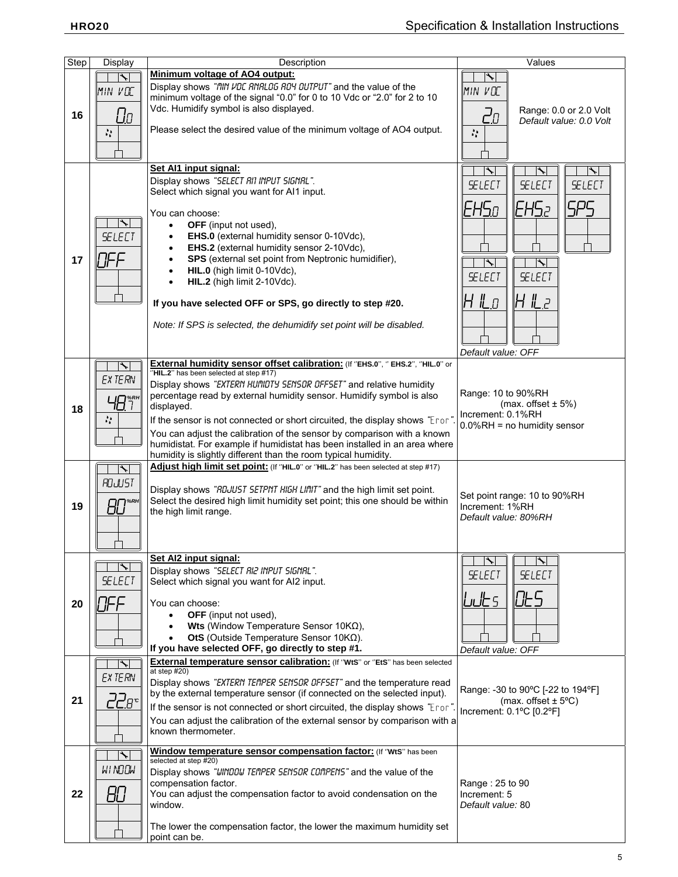| Step | Display | Description | Values |
| --- | --- | --- | --- |
| 16 | MIN VDC 0.0 | **Minimum voltage of AO4 output:** Display shows *"MIN VDC ANALOG AO4 OUTPUT"* and the value of the minimum voltage of the signal "0.0" for 0 to 10 Vdc or "2.0" for 2 to 10 Vdc. Humidify symbol is also displayed. Please select the desired value of the minimum voltage of AO4 output. | MIN VDC 2.0 Range: 0.0 or 2.0 Volt *Default value: 0.0 Volt* |
| 17 | SELECT OFF | **Set AI1 input signal:** Display shows *"SELECT AI1 INPUT SIGNAL"*. Select which signal you want for AI1 input. You can choose: • **OFF** (input not used), • **EHS.0** (external humidity sensor 0-10Vdc), • **EHS.2** (external humidity sensor 2-10Vdc), • **SPS** (external set point from Neptronic humidifier), • **HIL.0** (high limit 0-10Vdc), • **HIL.2** (high limit 2-10Vdc). **If you have selected OFF or SPS, go directly to step #20.** *Note: If SPS is selected, the dehumidify set point will be disabled.* | SELECT EHS.0 / SELECT EHS.2 / SELECT SPS / SELECT HIL.0 / SELECT HIL.2 *Default value: OFF* |
| 18 | EXTERN 48.7 %RH | **External humidity sensor offset calibration:** (If "**EHS.0**", " **EHS.2**", "**HIL.0**" or "**HIL.2**" has been selected at step #17) Display shows *"EXTERN HUMIDTY SENSOR OFFSET"* and relative humidity percentage read by external humidity sensor. Humidify symbol is also displayed. If the sensor is not connected or short circuited, the display shows *"Eror"*. You can adjust the calibration of the sensor by comparison with a known humidistat. For example if humidistat has been installed in an area where humidity is slightly different than the room typical humidity. | Range: 10 to 90%RH (max. offset ± 5%) Increment: 0.1%RH 0.0%RH = no humidity sensor |
| 19 | ADJUST 80 %RH | **Adjust high limit set point:** (If "**HIL.0**" or "**HIL.2**" has been selected at step #17) Display shows *"ADJUST SETPNT HIGH LIMIT"* and the high limit set point. Select the desired high limit humidity set point; this one should be within the high limit range. | Set point range: 10 to 90%RH Increment: 1%RH *Default value: 80%RH* |
| 20 | SELECT OFF | **Set AI2 input signal:** Display shows *"SELECT AI2 INPUT SIGNAL"*. Select which signal you want for AI2 input. You can choose: • **OFF** (input not used), • **Wts** (Window Temperature Sensor 10KΩ), • **OtS** (Outside Temperature Sensor 10KΩ). **If you have selected OFF, go directly to step #1.** | SELECT WtS / SELECT OtS *Default value: OFF* |
| 21 | EXTERN 22.8 °C | **External temperature sensor calibration:** (If "**WtS**" or "**EtS**" has been selected at step #20) Display shows *"EXTERN TEMPER SENSOR OFFSET"* and the temperature read by the external temperature sensor (if connected on the selected input). If the sensor is not connected or short circuited, the display shows *"Eror"*. You can adjust the calibration of the external sensor by comparison with a known thermometer. | Range: -30 to 90ºC [-22 to 194ºF] (max. offset ± 5ºC) Increment: 0.1ºC [0.2ºF] |
| 22 | WINDOW 80 | **Window temperature sensor compensation factor:** (If "**WtS**" has been selected at step #20) Display shows *"WINDOW TEMPER SENSOR COMPENS"* and the value of the compensation factor. You can adjust the compensation factor to avoid condensation on the window. The lower the compensation factor, the lower the maximum humidity set point can be. | Range : 25 to 90 Increment: 5 *Default value:* 80 |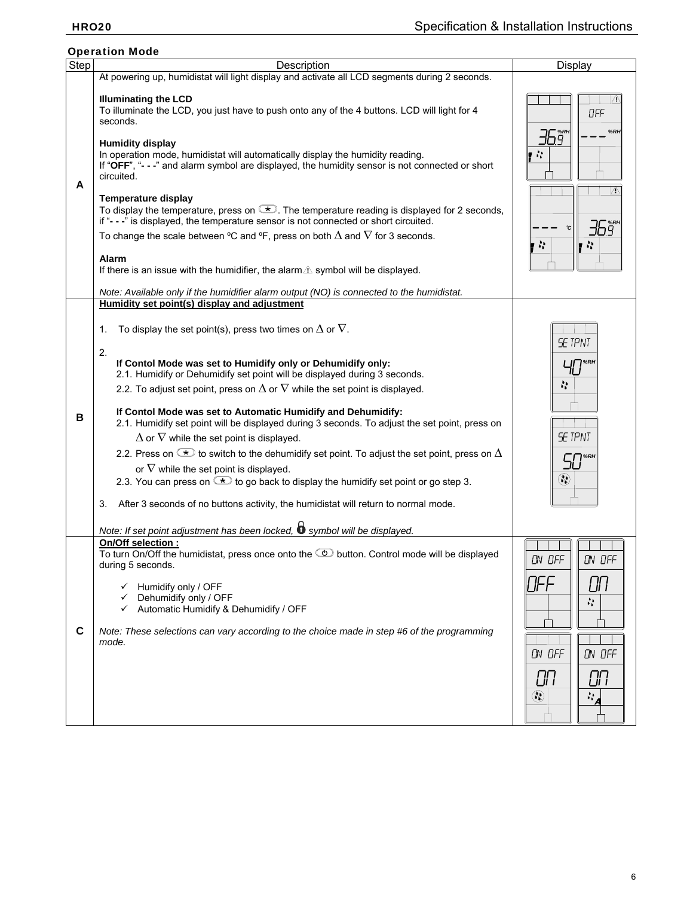## Operation Mode

| Step | Description | Display |
|---|---|---|
| A | At powering up, humidistat will light display and activate all LCD segments during 2 seconds.<br><br>**Illuminating the LCD**<br>To illuminate the LCD, you just have to push onto any of the 4 buttons. LCD will light for 4 seconds.<br><br>**Humidity display**<br>In operation mode, humidistat will automatically display the humidity reading.<br>If "**OFF**", "**- - -**" and alarm symbol are displayed, the humidity sensor is not connected or short circuited.<br><br>**Temperature display**<br>To display the temperature, press on ✱. The temperature reading is displayed for 2 seconds, if "**- - -**" is displayed, the temperature sensor is not connected or short circuited.<br>To change the scale between ºC and ºF, press on both Δ and ∇ for 3 seconds.<br><br>**Alarm**<br>If there is an issue with the humidifier, the alarm ⚠ symbol will be displayed.<br><br>*Note: Available only if the humidifier alarm output (NO) is connected to the humidistat.* | 36.9 %RH / OFF - - - %RH / - - - ºC / 36.9 %RH |
| B | <u>**Humidity set point(s) display and adjustment**</u><br><br>1. To display the set point(s), press two times on Δ or ∇.<br><br>2.<br>**If Contol Mode was set to Humidify only or Dehumidify only:**<br>2.1. Humidify or Dehumidify set point will be displayed during 3 seconds.<br>2.2. To adjust set point, press on Δ or ∇ while the set point is displayed.<br><br>**If Contol Mode was set to Automatic Humidify and Dehumidify:**<br>2.1. Humidify set point will be displayed during 3 seconds. To adjust the set point, press on Δ or ∇ while the set point is displayed.<br>2.2. Press on ✱ to switch to the dehumidify set point. To adjust the set point, press on Δ or ∇ while the set point is displayed.<br>2.3. You can press on ✱ to go back to display the humidify set point or go step 3.<br><br>3. After 3 seconds of no buttons activity, the humidistat will return to normal mode.<br><br>*Note: If set point adjustment has been locked, 🔒 symbol will be displayed.* | SETPNT 40 %RH / SETPNT 50 %RH |
| C | <u>**On/Off selection :**</u><br>To turn On/Off the humidistat, press once onto the ⏻ button. Control mode will be displayed during 5 seconds.<br><br>✓ Humidify only / OFF<br>✓ Dehumidify only / OFF<br>✓ Automatic Humidify & Dehumidify / OFF<br><br>*Note: These selections can vary according to the choice made in step #6 of the programming mode.* | ON OFF OFF / ON OFF ON / ON OFF ON / ON OFF ON A |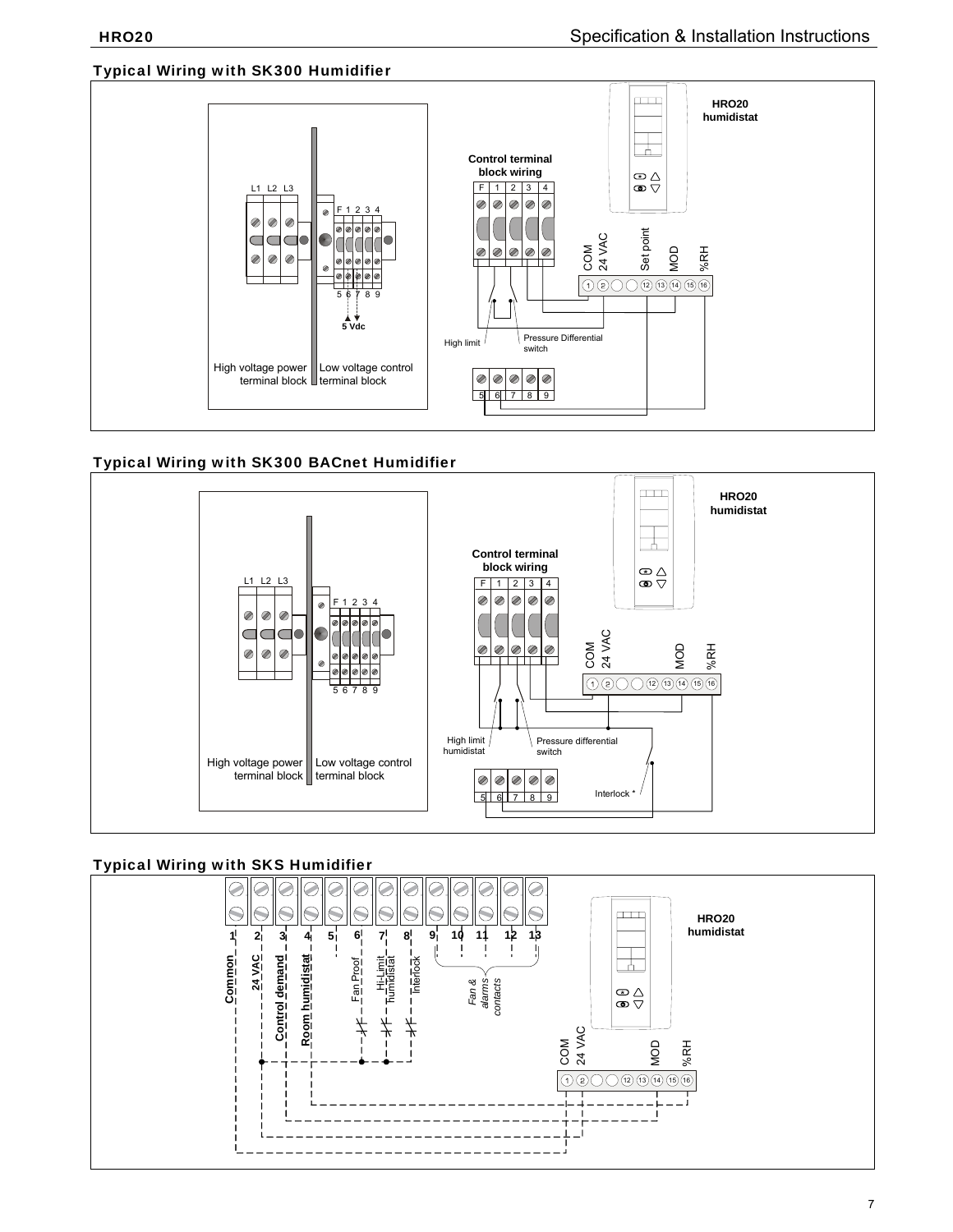## Typical Wiring with SK300 Humidifier

HRO20 humidistat

Control terminal block wiring

F 1 2 3 4

COM 24 VAC Set point MOD %RH

1 2 12 13 14 15 16

L1 L2 L3

F 1 2 3 4

5 6 7 8 9

5 Vdc

High limit

Pressure Differential switch

High voltage power terminal block

Low voltage control terminal block

5 6 7 8 9

## Typical Wiring with SK300 BACnet Humidifier

HRO20 humidistat

Control terminal block wiring

F 1 2 3 4

COM 24 VAC MOD %RH

1 2 12 13 14 15 16

L1 L2 L3

F 1 2 3 4

5 6 7 8 9

High limit humidistat

Pressure differential switch

High voltage power terminal block

Low voltage control terminal block

5 6 7 8 9

Interlock *

## Typical Wiring with SKS Humidifier

1 2 3 4 5 6 7 8 9 10 11 12 13

**Common** **24 VAC** **Control demand** **Room humidistat** Fan Proof Hi-Limit humidistat Interlock

*Fan & alarms contacts*

HRO20 humidistat

COM 24 VAC MOD %RH

1 2 12 13 14 15 16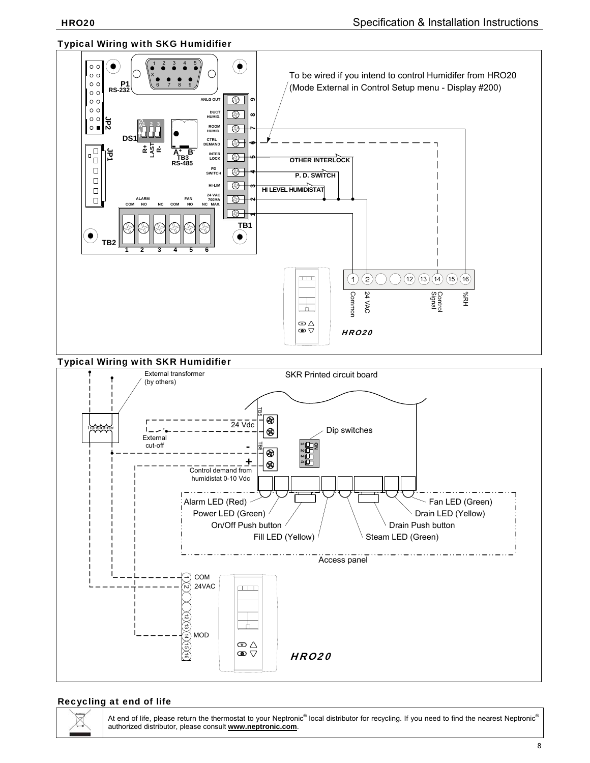## Typical Wiring with SKG Humidifier

P1
RS-232

JP2

DS1

R+
LAST
R-

A+ B-
TB3
RS-485

JP1

ANLG OUT
DUCT HUMID.
ROOM HUMID.
CTRL DEMAND
INTER LOCK
PD SWITCH
HI-LIM
24 VAC 700MA MAX.

9
8
7
6
5
4
3
2
1

TB1

ALARM
COM NO NC
FAN
COM NO NC

TB2
1 2 3 4 5 6

To be wired if you intend to control Humidifer from HRO20 (Mode External in Control Setup menu - Display #200)

OTHER INTERLOCK

P. D. SWITCH

HI LEVEL HUMIDISTAT

1 2 12 13 14 15 16

Common
24 VAC
Control Signal
%RH

HRO20

## Typical Wiring with SKR Humidifier

External transformer (by others)

Transformer

SKR Printed circuit board

TB5

24 Vdc

External cut-off

Dip switches

ON
1 2 3 4

TB6

-

+

Control demand from humidistat 0-10 Vdc

Alarm LED (Red)
Power LED (Green)
On/Off Push button
Fill LED (Yellow)
Fan LED (Green)
Drain LED (Yellow)
Drain Push button
Steam LED (Green)

Access panel

1 COM
2 24VAC
12
13
14 MOD
15
16

HRO20

## Recycling at end of life

At end of life, please return the thermostat to your Neptronic® local distributor for recycling. If you need to find the nearest Neptronic® authorized distributor, please consult **www.neptronic.com**.